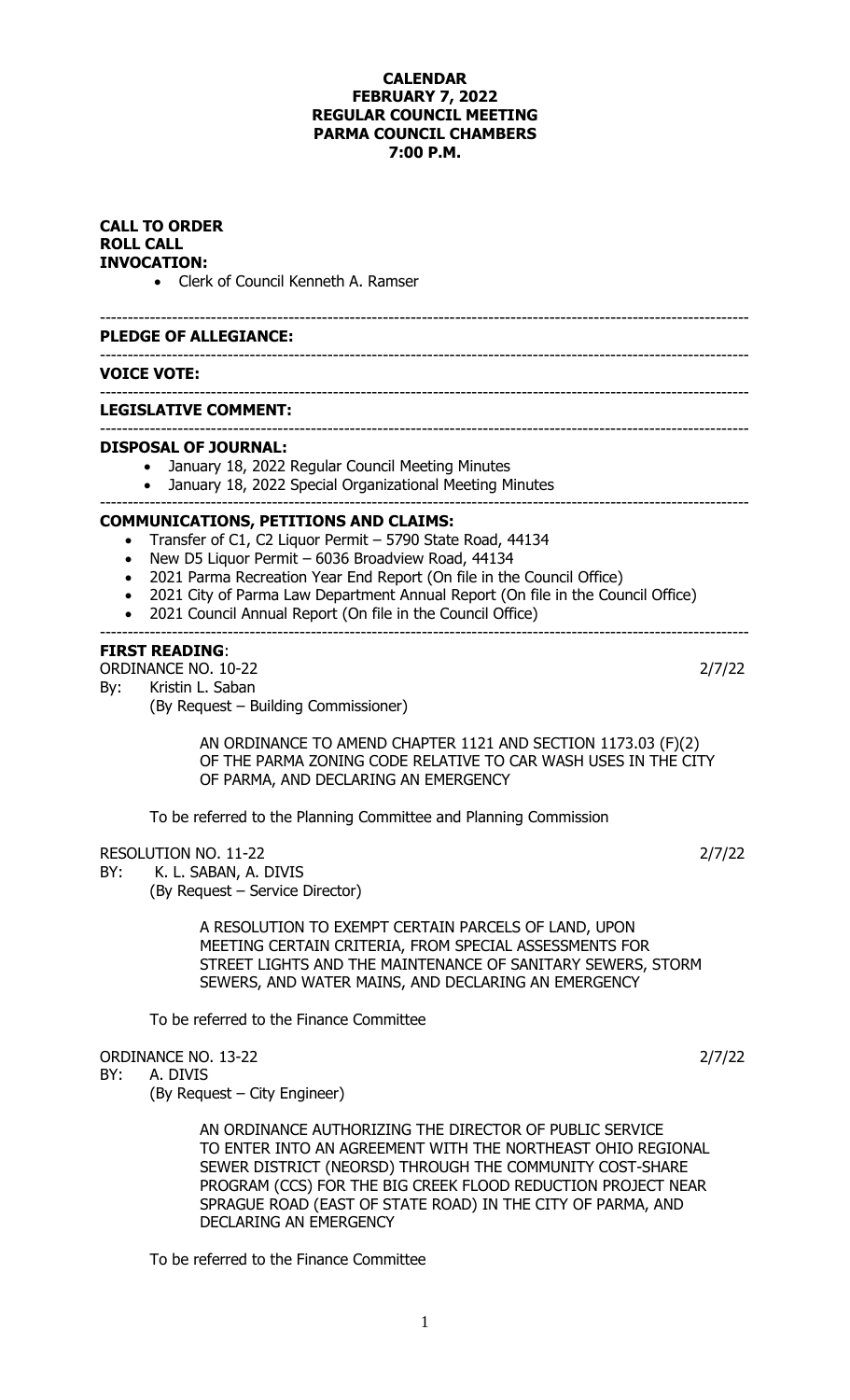# CALENDAR
# FEBRUARY 7, 2022
# REGULAR COUNCIL MEETING
# PARMA COUNCIL CHAMBERS
# 7:00 P.M.

**CALL TO ORDER**
**ROLL CALL**
**INVOCATION:**

- Clerk of Council Kenneth A. Ramser

---

**PLEDGE OF ALLEGIANCE:**

---

**VOICE VOTE:**

---

**LEGISLATIVE COMMENT:**

---

**DISPOSAL OF JOURNAL:**

- January 18, 2022 Regular Council Meeting Minutes
- January 18, 2022 Special Organizational Meeting Minutes

---

**COMMUNICATIONS, PETITIONS AND CLAIMS:**

- Transfer of C1, C2 Liquor Permit – 5790 State Road, 44134
- New D5 Liquor Permit – 6036 Broadview Road, 44134
- 2021 Parma Recreation Year End Report (On file in the Council Office)
- 2021 City of Parma Law Department Annual Report (On file in the Council Office)
- 2021 Council Annual Report (On file in the Council Office)

---

**FIRST READING**:

ORDINANCE NO. 10-22 2/7/22

By: Kristin L. Saban
(By Request – Building Commissioner)

AN ORDINANCE TO AMEND CHAPTER 1121 AND SECTION 1173.03 (F)(2) OF THE PARMA ZONING CODE RELATIVE TO CAR WASH USES IN THE CITY OF PARMA, AND DECLARING AN EMERGENCY

To be referred to the Planning Committee and Planning Commission

RESOLUTION NO. 11-22 2/7/22

BY: K. L. SABAN, A. DIVIS
(By Request – Service Director)

A RESOLUTION TO EXEMPT CERTAIN PARCELS OF LAND, UPON MEETING CERTAIN CRITERIA, FROM SPECIAL ASSESSMENTS FOR STREET LIGHTS AND THE MAINTENANCE OF SANITARY SEWERS, STORM SEWERS, AND WATER MAINS, AND DECLARING AN EMERGENCY

To be referred to the Finance Committee

ORDINANCE NO. 13-22 2/7/22

BY: A. DIVIS
(By Request – City Engineer)

AN ORDINANCE AUTHORIZING THE DIRECTOR OF PUBLIC SERVICE TO ENTER INTO AN AGREEMENT WITH THE NORTHEAST OHIO REGIONAL SEWER DISTRICT (NEORSD) THROUGH THE COMMUNITY COST-SHARE PROGRAM (CCS) FOR THE BIG CREEK FLOOD REDUCTION PROJECT NEAR SPRAGUE ROAD (EAST OF STATE ROAD) IN THE CITY OF PARMA, AND DECLARING AN EMERGENCY

To be referred to the Finance Committee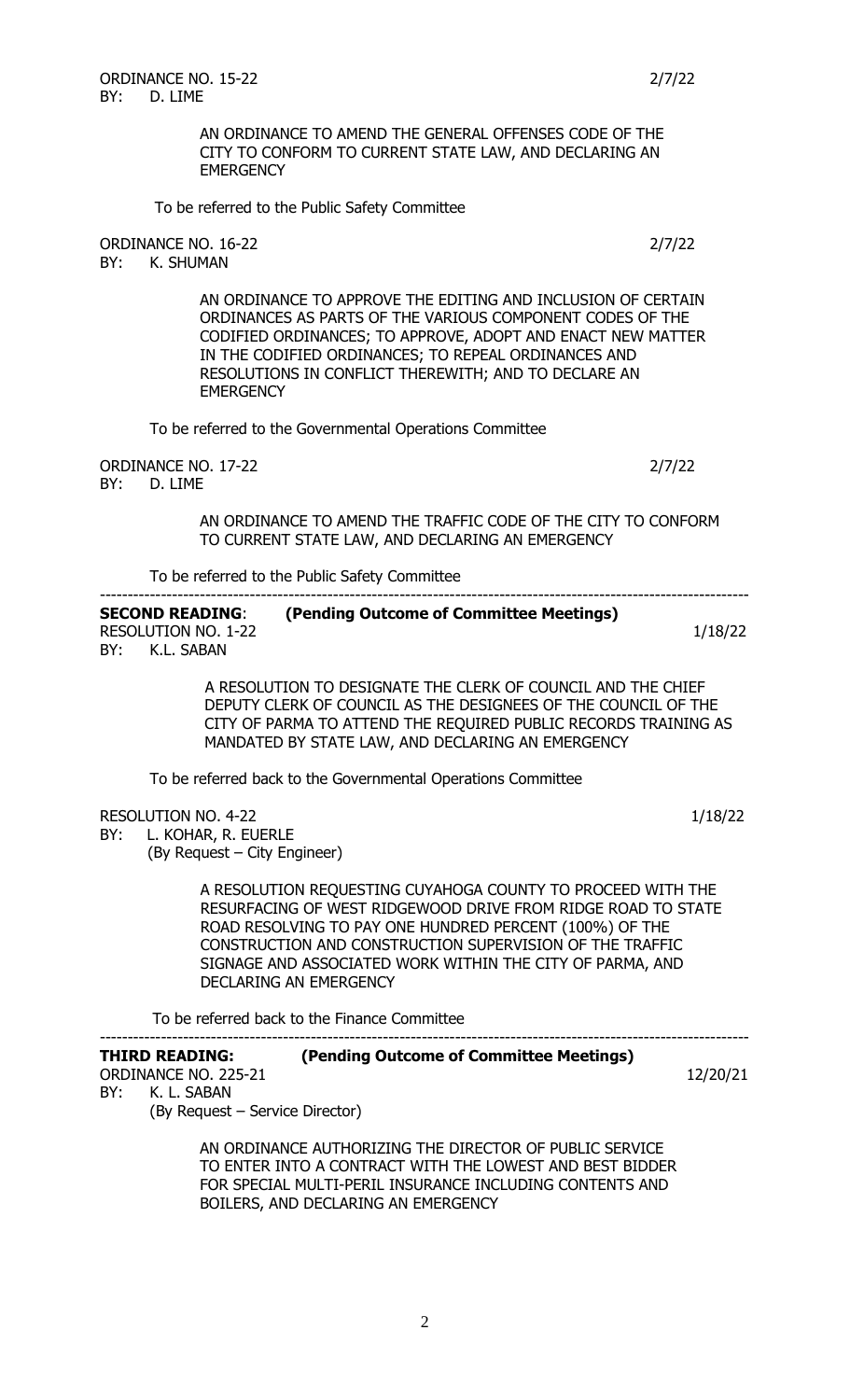ORDINANCE NO. 15-22 2/7/22
BY: D. LIME

AN ORDINANCE TO AMEND THE GENERAL OFFENSES CODE OF THE CITY TO CONFORM TO CURRENT STATE LAW, AND DECLARING AN EMERGENCY

To be referred to the Public Safety Committee

ORDINANCE NO. 16-22 2/7/22
BY: K. SHUMAN

AN ORDINANCE TO APPROVE THE EDITING AND INCLUSION OF CERTAIN ORDINANCES AS PARTS OF THE VARIOUS COMPONENT CODES OF THE CODIFIED ORDINANCES; TO APPROVE, ADOPT AND ENACT NEW MATTER IN THE CODIFIED ORDINANCES; TO REPEAL ORDINANCES AND RESOLUTIONS IN CONFLICT THEREWITH; AND TO DECLARE AN EMERGENCY

To be referred to the Governmental Operations Committee

ORDINANCE NO. 17-22 2/7/22
BY: D. LIME

AN ORDINANCE TO AMEND THE TRAFFIC CODE OF THE CITY TO CONFORM TO CURRENT STATE LAW, AND DECLARING AN EMERGENCY

To be referred to the Public Safety Committee

---

**SECOND READING**: **(Pending Outcome of Committee Meetings)**

RESOLUTION NO. 1-22 1/18/22
BY: K.L. SABAN

A RESOLUTION TO DESIGNATE THE CLERK OF COUNCIL AND THE CHIEF DEPUTY CLERK OF COUNCIL AS THE DESIGNEES OF THE COUNCIL OF THE CITY OF PARMA TO ATTEND THE REQUIRED PUBLIC RECORDS TRAINING AS MANDATED BY STATE LAW, AND DECLARING AN EMERGENCY

To be referred back to the Governmental Operations Committee

RESOLUTION NO. 4-22 1/18/22
BY: L. KOHAR, R. EUERLE
(By Request – City Engineer)

A RESOLUTION REQUESTING CUYAHOGA COUNTY TO PROCEED WITH THE RESURFACING OF WEST RIDGEWOOD DRIVE FROM RIDGE ROAD TO STATE ROAD RESOLVING TO PAY ONE HUNDRED PERCENT (100%) OF THE CONSTRUCTION AND CONSTRUCTION SUPERVISION OF THE TRAFFIC SIGNAGE AND ASSOCIATED WORK WITHIN THE CITY OF PARMA, AND DECLARING AN EMERGENCY

To be referred back to the Finance Committee

---

**THIRD READING:** **(Pending Outcome of Committee Meetings)**

ORDINANCE NO. 225-21 12/20/21
BY: K. L. SABAN
(By Request – Service Director)

AN ORDINANCE AUTHORIZING THE DIRECTOR OF PUBLIC SERVICE TO ENTER INTO A CONTRACT WITH THE LOWEST AND BEST BIDDER FOR SPECIAL MULTI-PERIL INSURANCE INCLUDING CONTENTS AND BOILERS, AND DECLARING AN EMERGENCY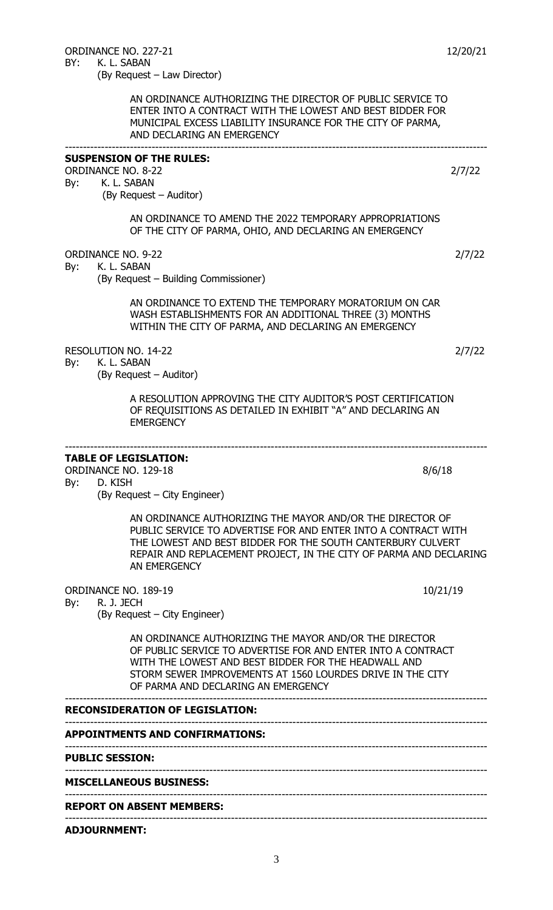ORDINANCE NO. 227-21 12/20/21
BY: K. L. SABAN
(By Request – Law Director)

AN ORDINANCE AUTHORIZING THE DIRECTOR OF PUBLIC SERVICE TO ENTER INTO A CONTRACT WITH THE LOWEST AND BEST BIDDER FOR MUNICIPAL EXCESS LIABILITY INSURANCE FOR THE CITY OF PARMA, AND DECLARING AN EMERGENCY

---

**SUSPENSION OF THE RULES:**

ORDINANCE NO. 8-22 2/7/22
By: K. L. SABAN
(By Request – Auditor)

AN ORDINANCE TO AMEND THE 2022 TEMPORARY APPROPRIATIONS OF THE CITY OF PARMA, OHIO, AND DECLARING AN EMERGENCY

ORDINANCE NO. 9-22 2/7/22
By: K. L. SABAN
(By Request – Building Commissioner)

AN ORDINANCE TO EXTEND THE TEMPORARY MORATORIUM ON CAR WASH ESTABLISHMENTS FOR AN ADDITIONAL THREE (3) MONTHS WITHIN THE CITY OF PARMA, AND DECLARING AN EMERGENCY

RESOLUTION NO. 14-22 2/7/22
By: K. L. SABAN
(By Request – Auditor)

A RESOLUTION APPROVING THE CITY AUDITOR'S POST CERTIFICATION OF REQUISITIONS AS DETAILED IN EXHIBIT "A" AND DECLARING AN EMERGENCY

---

**TABLE OF LEGISLATION:**

ORDINANCE NO. 129-18 8/6/18
By: D. KISH
(By Request – City Engineer)

AN ORDINANCE AUTHORIZING THE MAYOR AND/OR THE DIRECTOR OF PUBLIC SERVICE TO ADVERTISE FOR AND ENTER INTO A CONTRACT WITH THE LOWEST AND BEST BIDDER FOR THE SOUTH CANTERBURY CULVERT REPAIR AND REPLACEMENT PROJECT, IN THE CITY OF PARMA AND DECLARING AN EMERGENCY

ORDINANCE NO. 189-19 10/21/19
By: R. J. JECH
(By Request – City Engineer)

AN ORDINANCE AUTHORIZING THE MAYOR AND/OR THE DIRECTOR OF PUBLIC SERVICE TO ADVERTISE FOR AND ENTER INTO A CONTRACT WITH THE LOWEST AND BEST BIDDER FOR THE HEADWALL AND STORM SEWER IMPROVEMENTS AT 1560 LOURDES DRIVE IN THE CITY OF PARMA AND DECLARING AN EMERGENCY

---

**RECONSIDERATION OF LEGISLATION:**

---

**APPOINTMENTS AND CONFIRMATIONS:**

---

**PUBLIC SESSION:**

---

**MISCELLANEOUS BUSINESS:**

---

**REPORT ON ABSENT MEMBERS:**

---

**ADJOURNMENT:**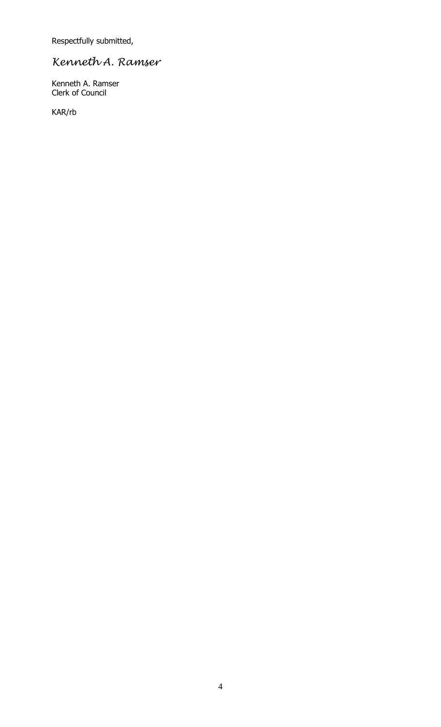Respectfully submitted,

*Kenneth A. Ramser*

Kenneth A. Ramser
Clerk of Council

KAR/rb